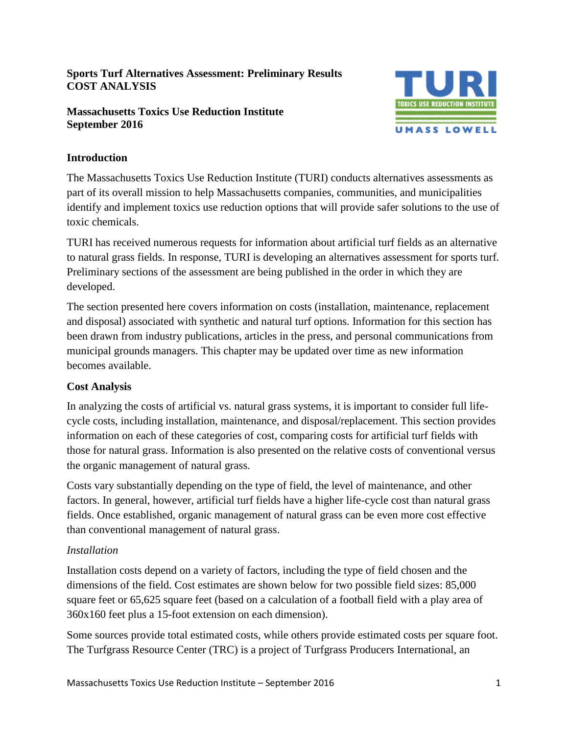**Sports Turf Alternatives Assessment: Preliminary Results**
**COST ANALYSIS**

**Massachusetts Toxics Use Reduction Institute**
**September 2016**

## Introduction

The Massachusetts Toxics Use Reduction Institute (TURI) conducts alternatives assessments as part of its overall mission to help Massachusetts companies, communities, and municipalities identify and implement toxics use reduction options that will provide safer solutions to the use of toxic chemicals.

TURI has received numerous requests for information about artificial turf fields as an alternative to natural grass fields. In response, TURI is developing an alternatives assessment for sports turf. Preliminary sections of the assessment are being published in the order in which they are developed.

The section presented here covers information on costs (installation, maintenance, replacement and disposal) associated with synthetic and natural turf options. Information for this section has been drawn from industry publications, articles in the press, and personal communications from municipal grounds managers. This chapter may be updated over time as new information becomes available.

## Cost Analysis

In analyzing the costs of artificial vs. natural grass systems, it is important to consider full life-cycle costs, including installation, maintenance, and disposal/replacement. This section provides information on each of these categories of cost, comparing costs for artificial turf fields with those for natural grass. Information is also presented on the relative costs of conventional versus the organic management of natural grass.

Costs vary substantially depending on the type of field, the level of maintenance, and other factors. In general, however, artificial turf fields have a higher life-cycle cost than natural grass fields. Once established, organic management of natural grass can be even more cost effective than conventional management of natural grass.

### *Installation*

Installation costs depend on a variety of factors, including the type of field chosen and the dimensions of the field. Cost estimates are shown below for two possible field sizes: 85,000 square feet or 65,625 square feet (based on a calculation of a football field with a play area of 360x160 feet plus a 15-foot extension on each dimension).

Some sources provide total estimated costs, while others provide estimated costs per square foot. The Turfgrass Resource Center (TRC) is a project of Turfgrass Producers International, an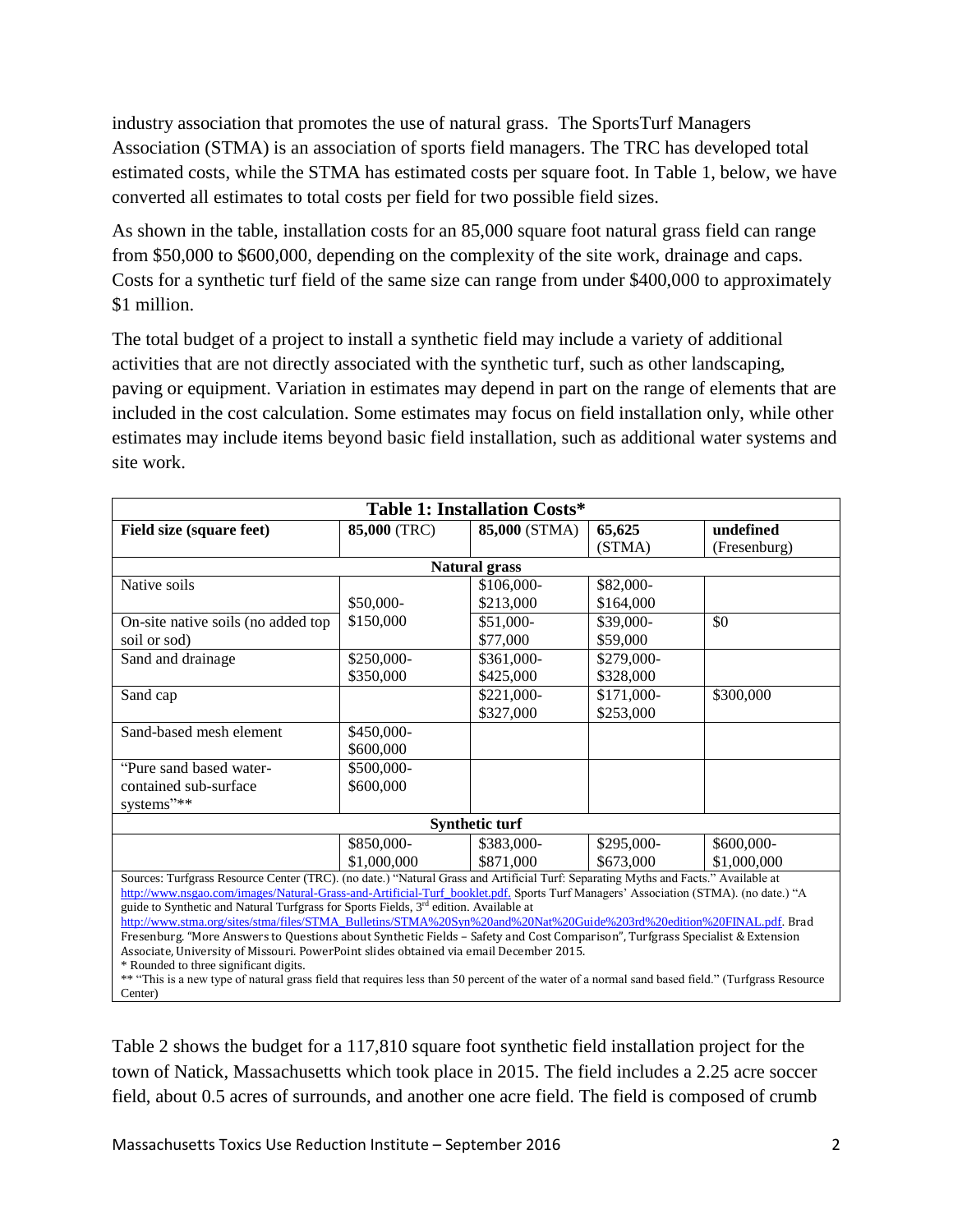industry association that promotes the use of natural grass. The SportsTurf Managers Association (STMA) is an association of sports field managers. The TRC has developed total estimated costs, while the STMA has estimated costs per square foot. In Table 1, below, we have converted all estimates to total costs per field for two possible field sizes.

As shown in the table, installation costs for an 85,000 square foot natural grass field can range from $50,000 to $600,000, depending on the complexity of the site work, drainage and caps. Costs for a synthetic turf field of the same size can range from under $400,000 to approximately $1 million.

The total budget of a project to install a synthetic field may include a variety of additional activities that are not directly associated with the synthetic turf, such as other landscaping, paving or equipment. Variation in estimates may depend in part on the range of elements that are included in the cost calculation. Some estimates may focus on field installation only, while other estimates may include items beyond basic field installation, such as additional water systems and site work.

**Table 1: Installation Costs***

| Field size (square feet) | **85,000** (TRC) | **85,000** (STMA) | **65,625** (STMA) | **undefined** (Fresenburg) |
|---|---|---|---|---|
| **Natural grass** | | | | |
| Native soils | $50,000-$150,000 | $106,000-$213,000 | $82,000-$164,000 | |
| On-site native soils (no added top soil or sod) | | $51,000-$77,000 | $39,000-$59,000 | $0 |
| Sand and drainage | $250,000-$350,000 | $361,000-$425,000 | $279,000-$328,000 | |
| Sand cap | | $221,000-$327,000 | $171,000-$253,000 | $300,000 |
| Sand-based mesh element | $450,000-$600,000 | | | |
| "Pure sand based water-contained sub-surface systems"** | $500,000-$600,000 | | | |
| **Synthetic turf** | | | | |
| | $850,000-$1,000,000 | $383,000-$871,000 | $295,000-$673,000 | $600,000-$1,000,000 |

Sources: Turfgrass Resource Center (TRC). (no date.) "Natural Grass and Artificial Turf: Separating Myths and Facts." Available at http://www.nsgao.com/images/Natural-Grass-and-Artificial-Turf_booklet.pdf. Sports Turf Managers' Association (STMA). (no date.) "A guide to Synthetic and Natural Turfgrass for Sports Fields, 3rd edition. Available at http://www.stma.org/sites/stma/files/STMA_Bulletins/STMA%20Syn%20and%20Nat%20Guide%203rd%20edition%20FINAL.pdf. Brad Fresenburg. "More Answers to Questions about Synthetic Fields – Safety and Cost Comparison", Turfgrass Specialist & Extension Associate, University of Missouri. PowerPoint slides obtained via email December 2015.

* Rounded to three significant digits.

** "This is a new type of natural grass field that requires less than 50 percent of the water of a normal sand based field." (Turfgrass Resource Center)

Table 2 shows the budget for a 117,810 square foot synthetic field installation project for the town of Natick, Massachusetts which took place in 2015. The field includes a 2.25 acre soccer field, about 0.5 acres of surrounds, and another one acre field. The field is composed of crumb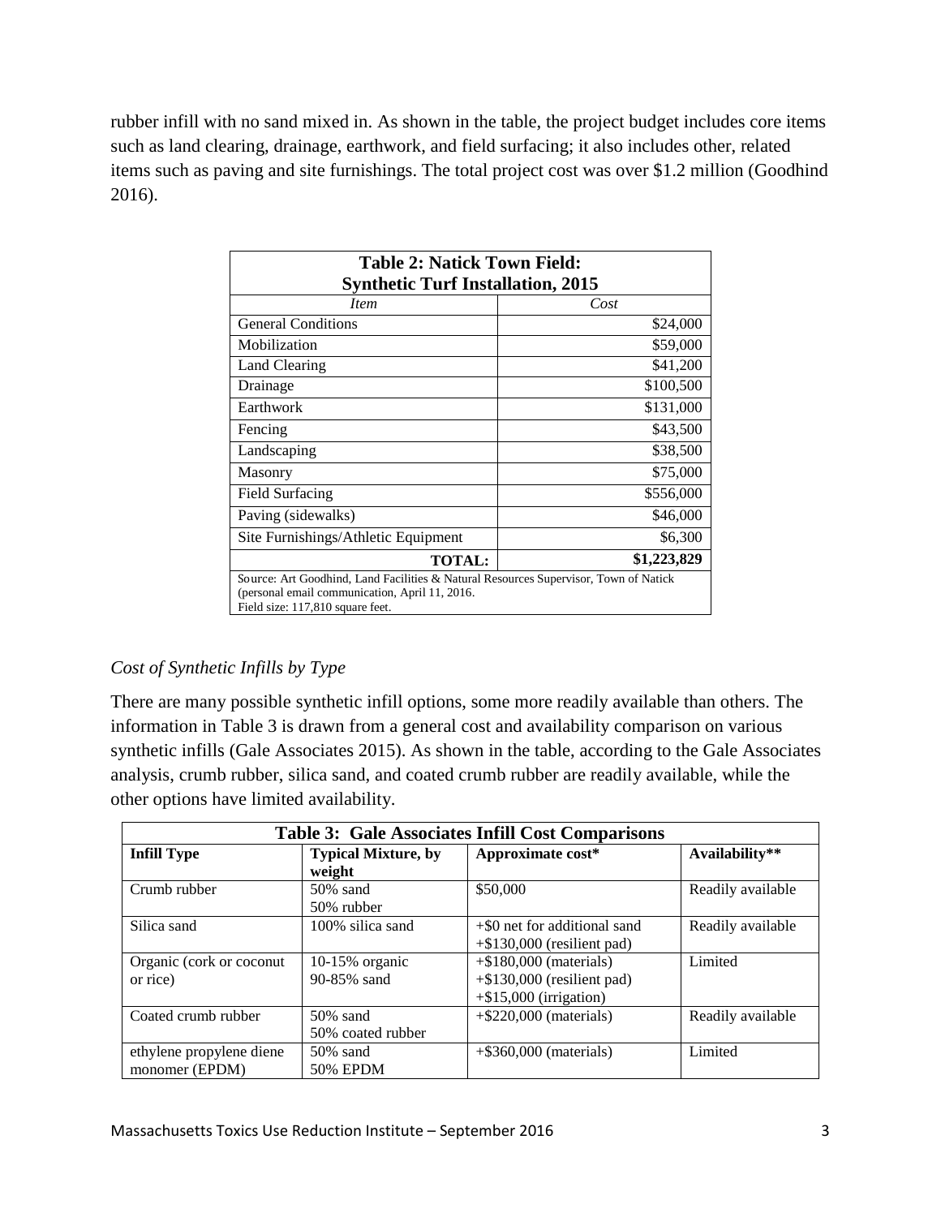rubber infill with no sand mixed in. As shown in the table, the project budget includes core items such as land clearing, drainage, earthwork, and field surfacing; it also includes other, related items such as paving and site furnishings. The total project cost was over $1.2 million (Goodhind 2016).

**Table 2: Natick Town Field: Synthetic Turf Installation, 2015**

| *Item* | *Cost* |
|---|---:|
| General Conditions | $24,000 |
| Mobilization | $59,000 |
| Land Clearing | $41,200 |
| Drainage | $100,500 |
| Earthwork | $131,000 |
| Fencing | $43,500 |
| Landscaping | $38,500 |
| Masonry | $75,000 |
| Field Surfacing | $556,000 |
| Paving (sidewalks) | $46,000 |
| Site Furnishings/Athletic Equipment | $6,300 |
| **TOTAL:** | **$1,223,829** |

Source: Art Goodhind, Land Facilities & Natural Resources Supervisor, Town of Natick (personal email communication, April 11, 2016.
Field size: 117,810 square feet.

### *Cost of Synthetic Infills by Type*

There are many possible synthetic infill options, some more readily available than others. The information in Table 3 is drawn from a general cost and availability comparison on various synthetic infills (Gale Associates 2015). As shown in the table, according to the Gale Associates analysis, crumb rubber, silica sand, and coated crumb rubber are readily available, while the other options have limited availability.

**Table 3: Gale Associates Infill Cost Comparisons**

| Infill Type | Typical Mixture, by weight | Approximate cost* | Availability** |
|---|---|---|---|
| Crumb rubber | 50% sand<br>50% rubber | $50,000 | Readily available |
| Silica sand | 100% silica sand | +$0 net for additional sand<br>+$130,000 (resilient pad) | Readily available |
| Organic (cork or coconut or rice) | 10-15% organic<br>90-85% sand | +$180,000 (materials)<br>+$130,000 (resilient pad)<br>+$15,000 (irrigation) | Limited |
| Coated crumb rubber | 50% sand<br>50% coated rubber | +$220,000 (materials) | Readily available |
| ethylene propylene diene monomer (EPDM) | 50% sand<br>50% EPDM | +$360,000 (materials) | Limited |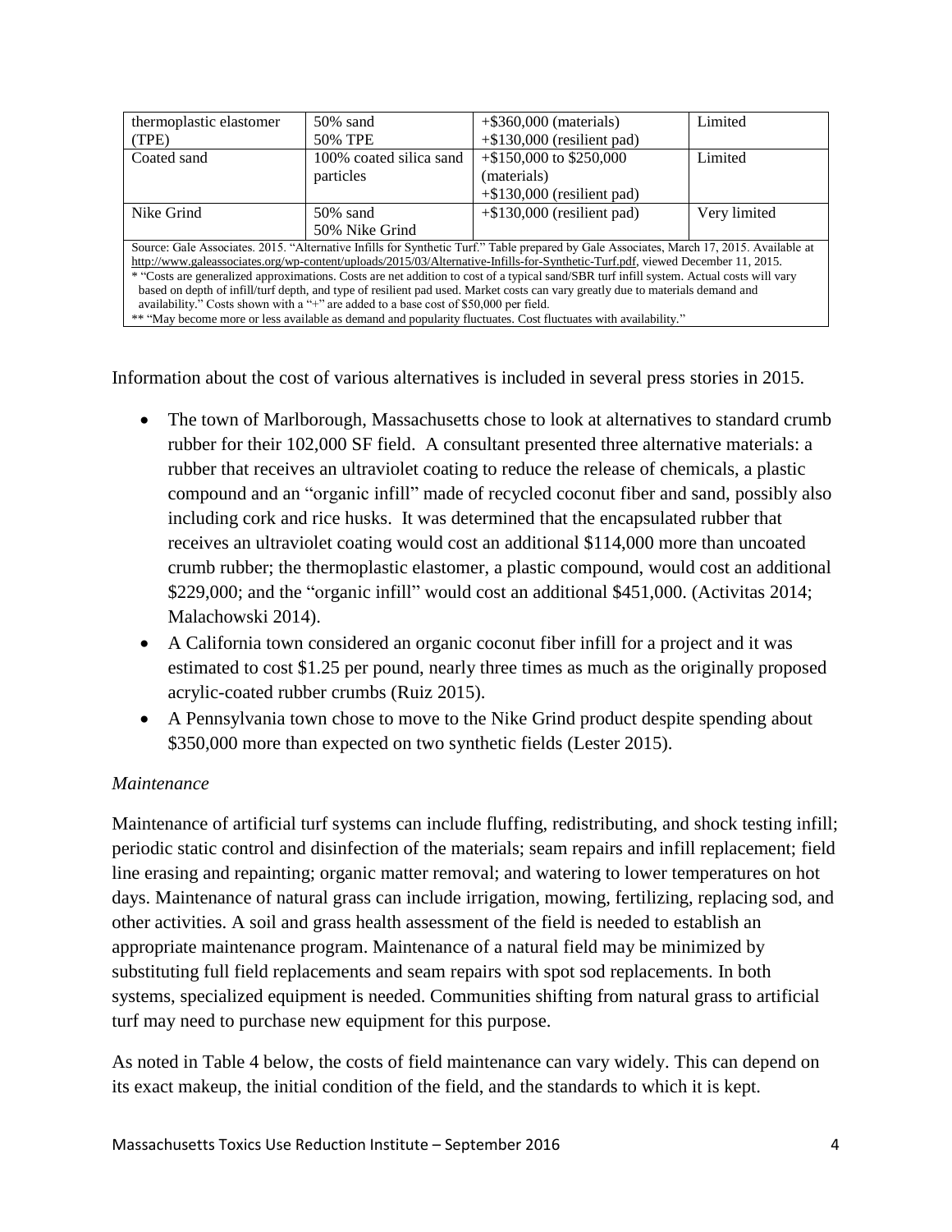| thermoplastic elastomer (TPE) | 50% sand<br>50% TPE | +$360,000 (materials)<br>+$130,000 (resilient pad) | Limited |
|---|---|---|---|
| Coated sand | 100% coated silica sand particles | +$150,000 to $250,000 (materials)<br>+$130,000 (resilient pad) | Limited |
| Nike Grind | 50% sand<br>50% Nike Grind | +$130,000 (resilient pad) | Very limited |

Source: Gale Associates. 2015. "Alternative Infills for Synthetic Turf." Table prepared by Gale Associates, March 17, 2015. Available at http://www.galeassociates.org/wp-content/uploads/2015/03/Alternative-Infills-for-Synthetic-Turf.pdf, viewed December 11, 2015.
* "Costs are generalized approximations. Costs are net addition to cost of a typical sand/SBR turf infill system. Actual costs will vary based on depth of infill/turf depth, and type of resilient pad used. Market costs can vary greatly due to materials demand and availability." Costs shown with a "+" are added to a base cost of $50,000 per field.
** "May become more or less available as demand and popularity fluctuates. Cost fluctuates with availability."

Information about the cost of various alternatives is included in several press stories in 2015.

- The town of Marlborough, Massachusetts chose to look at alternatives to standard crumb rubber for their 102,000 SF field. A consultant presented three alternative materials: a rubber that receives an ultraviolet coating to reduce the release of chemicals, a plastic compound and an "organic infill" made of recycled coconut fiber and sand, possibly also including cork and rice husks. It was determined that the encapsulated rubber that receives an ultraviolet coating would cost an additional $114,000 more than uncoated crumb rubber; the thermoplastic elastomer, a plastic compound, would cost an additional $229,000; and the "organic infill" would cost an additional $451,000. (Activitas 2014; Malachowski 2014).
- A California town considered an organic coconut fiber infill for a project and it was estimated to cost $1.25 per pound, nearly three times as much as the originally proposed acrylic-coated rubber crumbs (Ruiz 2015).
- A Pennsylvania town chose to move to the Nike Grind product despite spending about $350,000 more than expected on two synthetic fields (Lester 2015).

*Maintenance*

Maintenance of artificial turf systems can include fluffing, redistributing, and shock testing infill; periodic static control and disinfection of the materials; seam repairs and infill replacement; field line erasing and repainting; organic matter removal; and watering to lower temperatures on hot days. Maintenance of natural grass can include irrigation, mowing, fertilizing, replacing sod, and other activities. A soil and grass health assessment of the field is needed to establish an appropriate maintenance program. Maintenance of a natural field may be minimized by substituting full field replacements and seam repairs with spot sod replacements. In both systems, specialized equipment is needed. Communities shifting from natural grass to artificial turf may need to purchase new equipment for this purpose.

As noted in Table 4 below, the costs of field maintenance can vary widely. This can depend on its exact makeup, the initial condition of the field, and the standards to which it is kept.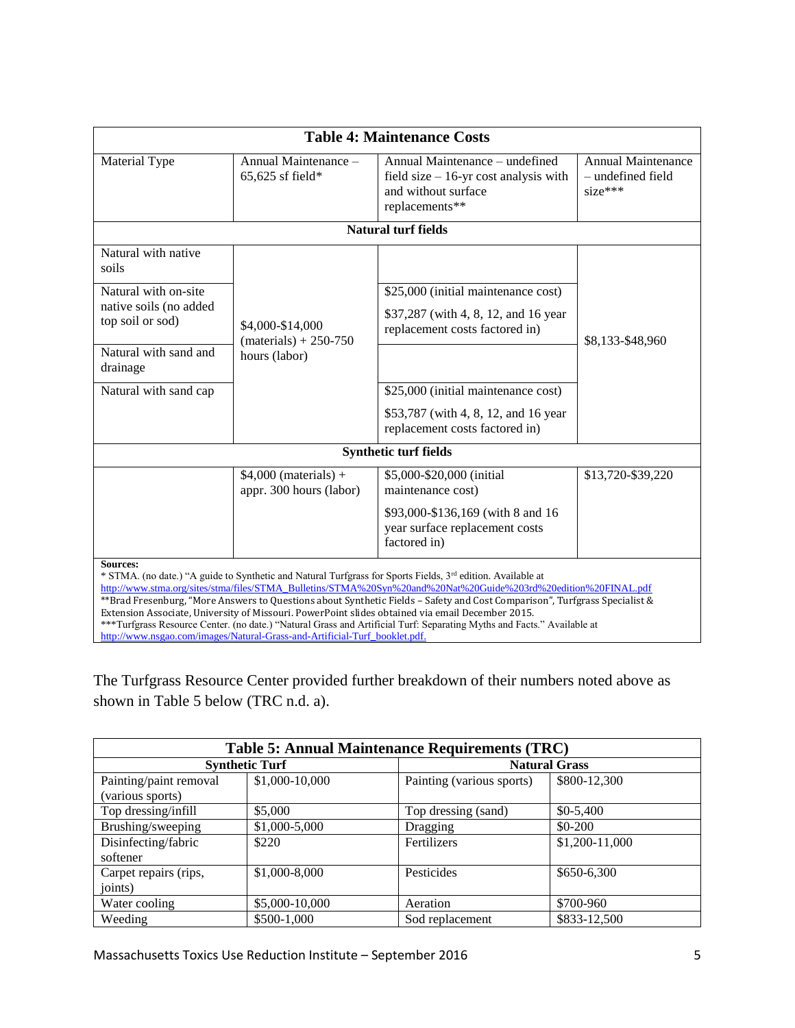| Table 4: Maintenance Costs | | | |
|---|---|---|---|
| Material Type | Annual Maintenance – 65,625 sf field* | Annual Maintenance – undefined field size – 16-yr cost analysis with and without surface replacements** | Annual Maintenance – undefined field size*** |
| **Natural turf fields** | | | |
| Natural with native soils | $4,000-$14,000 (materials) + 250-750 hours (labor) | | $8,133-$48,960 |
| Natural with on-site native soils (no added top soil or sod) | | $25,000 (initial maintenance cost) $37,287 (with 4, 8, 12, and 16 year replacement costs factored in) | |
| Natural with sand and drainage | | | |
| Natural with sand cap | | $25,000 (initial maintenance cost) $53,787 (with 4, 8, 12, and 16 year replacement costs factored in) | |
| **Synthetic turf fields** | | | |
| | $4,000 (materials) + appr. 300 hours (labor) | $5,000-$20,000 (initial maintenance cost) $93,000-$136,169 (with 8 and 16 year surface replacement costs factored in) | $13,720-$39,220 |

**Sources:**
* STMA. (no date.) "A guide to Synthetic and Natural Turfgrass for Sports Fields, 3rd edition. Available at http://www.stma.org/sites/stma/files/STMA_Bulletins/STMA%20Syn%20and%20Nat%20Guide%203rd%20edition%20FINAL.pdf
**Brad Fresenburg, "More Answers to Questions about Synthetic Fields – Safety and Cost Comparison", Turfgrass Specialist & Extension Associate, University of Missouri. PowerPoint slides obtained via email December 2015.
***Turfgrass Resource Center. (no date.) "Natural Grass and Artificial Turf: Separating Myths and Facts." Available at http://www.nsgao.com/images/Natural-Grass-and-Artificial-Turf_booklet.pdf.

The Turfgrass Resource Center provided further breakdown of their numbers noted above as shown in Table 5 below (TRC n.d. a).

| Table 5: Annual Maintenance Requirements (TRC) | | | |
|---|---|---|---|
| Synthetic Turf | | Natural Grass | |
| Painting/paint removal (various sports) | $1,000-10,000 | Painting (various sports) | $800-12,300 |
| Top dressing/infill | $5,000 | Top dressing (sand) | $0-5,400 |
| Brushing/sweeping | $1,000-5,000 | Dragging | $0-200 |
| Disinfecting/fabric softener | $220 | Fertilizers | $1,200-11,000 |
| Carpet repairs (rips, joints) | $1,000-8,000 | Pesticides | $650-6,300 |
| Water cooling | $5,000-10,000 | Aeration | $700-960 |
| Weeding | $500-1,000 | Sod replacement | $833-12,500 |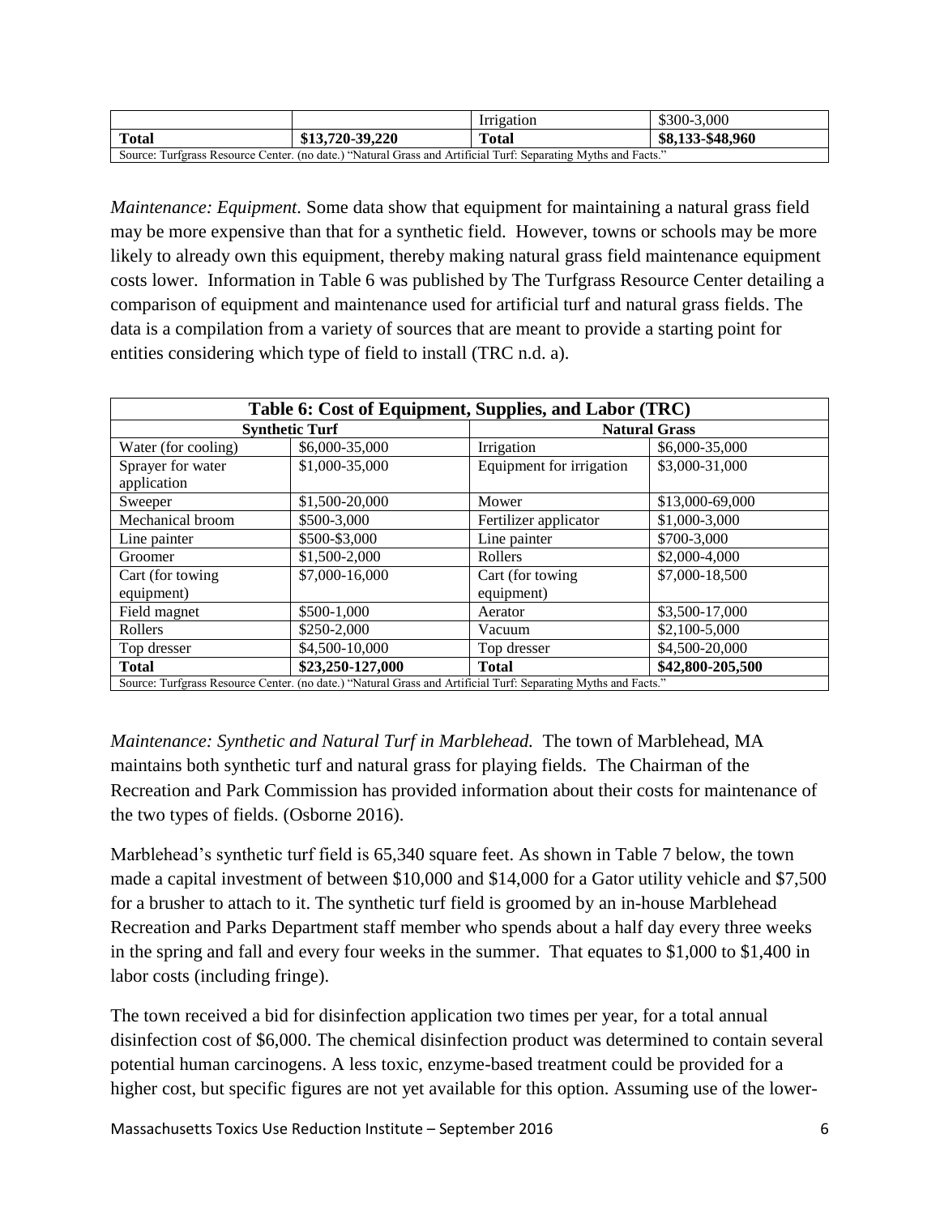| | | Irrigation | \$300-3,000 |
|---|---|---|---|
| **Total** | **\$13,720-39,220** | **Total** | **\$8,133-\$48,960** |
| Source: Turfgrass Resource Center. (no date.) "Natural Grass and Artificial Turf: Separating Myths and Facts." | | | |

*Maintenance: Equipment.* Some data show that equipment for maintaining a natural grass field may be more expensive than that for a synthetic field. However, towns or schools may be more likely to already own this equipment, thereby making natural grass field maintenance equipment costs lower. Information in Table 6 was published by The Turfgrass Resource Center detailing a comparison of equipment and maintenance used for artificial turf and natural grass fields. The data is a compilation from a variety of sources that are meant to provide a starting point for entities considering which type of field to install (TRC n.d. a).

| **Table 6: Cost of Equipment, Supplies, and Labor (TRC)** | | | |
|---|---|---|---|
| **Synthetic Turf** | | **Natural Grass** | |
| Water (for cooling) | \$6,000-35,000 | Irrigation | \$6,000-35,000 |
| Sprayer for water application | \$1,000-35,000 | Equipment for irrigation | \$3,000-31,000 |
| Sweeper | \$1,500-20,000 | Mower | \$13,000-69,000 |
| Mechanical broom | \$500-3,000 | Fertilizer applicator | \$1,000-3,000 |
| Line painter | \$500-\$3,000 | Line painter | \$700-3,000 |
| Groomer | \$1,500-2,000 | Rollers | \$2,000-4,000 |
| Cart (for towing equipment) | \$7,000-16,000 | Cart (for towing equipment) | \$7,000-18,500 |
| Field magnet | \$500-1,000 | Aerator | \$3,500-17,000 |
| Rollers | \$250-2,000 | Vacuum | \$2,100-5,000 |
| Top dresser | \$4,500-10,000 | Top dresser | \$4,500-20,000 |
| **Total** | **\$23,250-127,000** | **Total** | **\$42,800-205,500** |
| Source: Turfgrass Resource Center. (no date.) "Natural Grass and Artificial Turf: Separating Myths and Facts." | | | |

*Maintenance: Synthetic and Natural Turf in Marblehead.* The town of Marblehead, MA maintains both synthetic turf and natural grass for playing fields. The Chairman of the Recreation and Park Commission has provided information about their costs for maintenance of the two types of fields. (Osborne 2016).

Marblehead's synthetic turf field is 65,340 square feet. As shown in Table 7 below, the town made a capital investment of between \$10,000 and \$14,000 for a Gator utility vehicle and \$7,500 for a brusher to attach to it. The synthetic turf field is groomed by an in-house Marblehead Recreation and Parks Department staff member who spends about a half day every three weeks in the spring and fall and every four weeks in the summer. That equates to \$1,000 to \$1,400 in labor costs (including fringe).

The town received a bid for disinfection application two times per year, for a total annual disinfection cost of \$6,000. The chemical disinfection product was determined to contain several potential human carcinogens. A less toxic, enzyme-based treatment could be provided for a higher cost, but specific figures are not yet available for this option. Assuming use of the lower-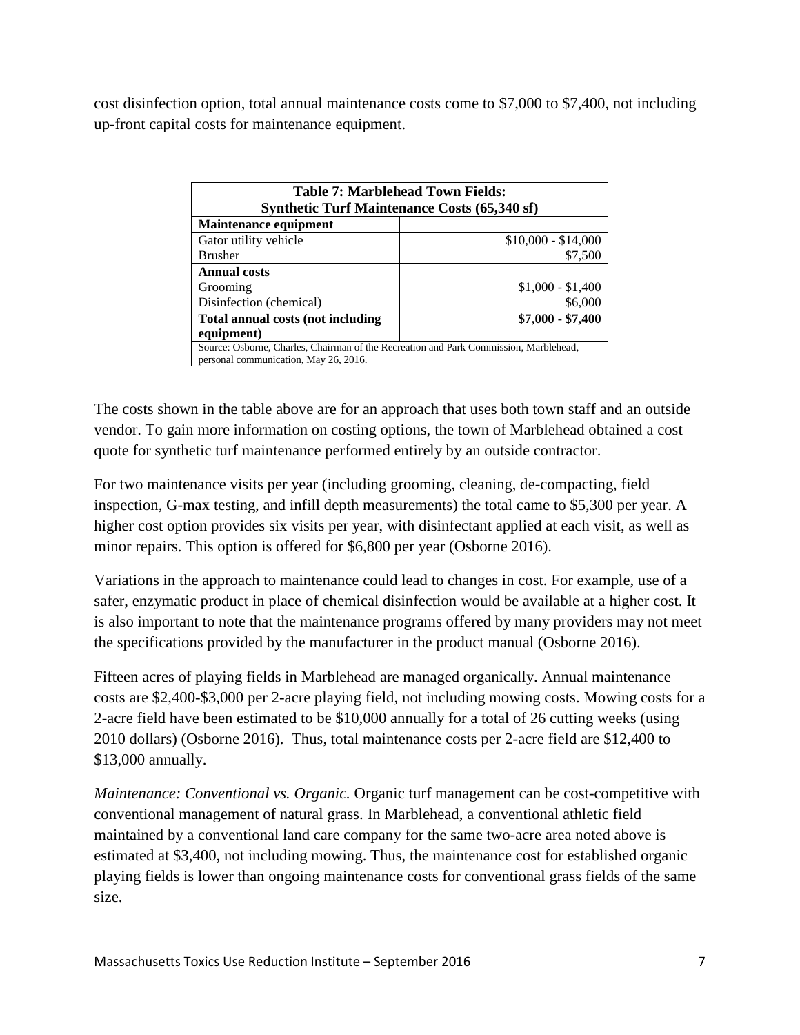cost disinfection option, total annual maintenance costs come to $7,000 to $7,400, not including up-front capital costs for maintenance equipment.

| Table 7: Marblehead Town Fields: Synthetic Turf Maintenance Costs (65,340 sf) | |
|---|---|
| **Maintenance equipment** | |
| Gator utility vehicle | $10,000 - $14,000 |
| Brusher | $7,500 |
| **Annual costs** | |
| Grooming | $1,000 - $1,400 |
| Disinfection (chemical) | $6,000 |
| **Total annual costs (not including equipment)** | **$7,000 - $7,400** |
| Source: Osborne, Charles, Chairman of the Recreation and Park Commission, Marblehead, personal communication, May 26, 2016. | |

The costs shown in the table above are for an approach that uses both town staff and an outside vendor. To gain more information on costing options, the town of Marblehead obtained a cost quote for synthetic turf maintenance performed entirely by an outside contractor.

For two maintenance visits per year (including grooming, cleaning, de-compacting, field inspection, G-max testing, and infill depth measurements) the total came to $5,300 per year. A higher cost option provides six visits per year, with disinfectant applied at each visit, as well as minor repairs. This option is offered for $6,800 per year (Osborne 2016).

Variations in the approach to maintenance could lead to changes in cost. For example, use of a safer, enzymatic product in place of chemical disinfection would be available at a higher cost. It is also important to note that the maintenance programs offered by many providers may not meet the specifications provided by the manufacturer in the product manual (Osborne 2016).

Fifteen acres of playing fields in Marblehead are managed organically. Annual maintenance costs are $2,400-$3,000 per 2-acre playing field, not including mowing costs. Mowing costs for a 2-acre field have been estimated to be $10,000 annually for a total of 26 cutting weeks (using 2010 dollars) (Osborne 2016). Thus, total maintenance costs per 2-acre field are $12,400 to $13,000 annually.

*Maintenance: Conventional vs. Organic.* Organic turf management can be cost-competitive with conventional management of natural grass. In Marblehead, a conventional athletic field maintained by a conventional land care company for the same two-acre area noted above is estimated at $3,400, not including mowing. Thus, the maintenance cost for established organic playing fields is lower than ongoing maintenance costs for conventional grass fields of the same size.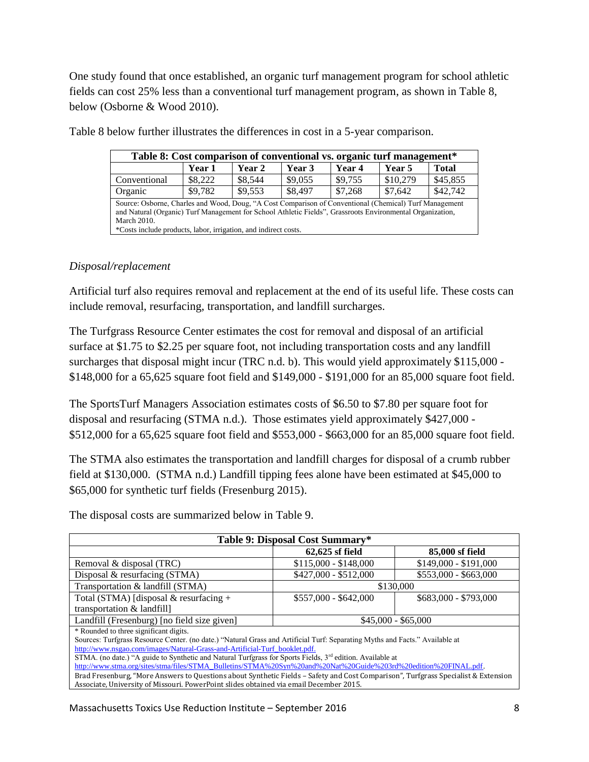One study found that once established, an organic turf management program for school athletic fields can cost 25% less than a conventional turf management program, as shown in Table 8, below (Osborne & Wood 2010).

Table 8 below further illustrates the differences in cost in a 5-year comparison.

| Table 8: Cost comparison of conventional vs. organic turf management* | | | | | | |
|---|---|---|---|---|---|---|
| | **Year 1** | **Year 2** | **Year 3** | **Year 4** | **Year 5** | **Total** |
| Conventional | $8,222 | $8,544 | $9,055 | $9,755 | $10,279 | $45,855 |
| Organic | $9,782 | $9,553 | $8,497 | $7,268 | $7,642 | $42,742 |

Source: Osborne, Charles and Wood, Doug, "A Cost Comparison of Conventional (Chemical) Turf Management and Natural (Organic) Turf Management for School Athletic Fields", Grassroots Environmental Organization, March 2010.
*Costs include products, labor, irrigation, and indirect costs.

*Disposal/replacement*

Artificial turf also requires removal and replacement at the end of its useful life. These costs can include removal, resurfacing, transportation, and landfill surcharges.

The Turfgrass Resource Center estimates the cost for removal and disposal of an artificial surface at $1.75 to $2.25 per square foot, not including transportation costs and any landfill surcharges that disposal might incur (TRC n.d. b). This would yield approximately $115,000 - $148,000 for a 65,625 square foot field and $149,000 - $191,000 for an 85,000 square foot field.

The SportsTurf Managers Association estimates costs of $6.50 to $7.80 per square foot for disposal and resurfacing (STMA n.d.). Those estimates yield approximately $427,000 - $512,000 for a 65,625 square foot field and $553,000 - $663,000 for an 85,000 square foot field.

The STMA also estimates the transportation and landfill charges for disposal of a crumb rubber field at $130,000. (STMA n.d.) Landfill tipping fees alone have been estimated at $45,000 to $65,000 for synthetic turf fields (Fresenburg 2015).

The disposal costs are summarized below in Table 9.

| Table 9: Disposal Cost Summary* | | |
|---|---|---|
| | **62,625 sf field** | **85,000 sf field** |
| Removal & disposal (TRC) | $115,000 - $148,000 | $149,000 - $191,000 |
| Disposal & resurfacing (STMA) | $427,000 - $512,000 | $553,000 - $663,000 |
| Transportation & landfill (STMA) | $130,000 | |
| Total (STMA) [disposal & resurfacing + transportation & landfill] | $557,000 - $642,000 | $683,000 - $793,000 |
| Landfill (Fresenburg) [no field size given] | $45,000 - $65,000 | |

* Rounded to three significant digits.
Sources: Turfgrass Resource Center. (no date.) "Natural Grass and Artificial Turf: Separating Myths and Facts." Available at http://www.nsgao.com/images/Natural-Grass-and-Artificial-Turf_booklet.pdf.
STMA. (no date.) "A guide to Synthetic and Natural Turfgrass for Sports Fields, 3rd edition. Available at http://www.stma.org/sites/stma/files/STMA_Bulletins/STMA%20Syn%20and%20Nat%20Guide%203rd%20edition%20FINAL.pdf.
Brad Fresenburg, "More Answers to Questions about Synthetic Fields – Safety and Cost Comparison", Turfgrass Specialist & Extension Associate, University of Missouri. PowerPoint slides obtained via email December 2015.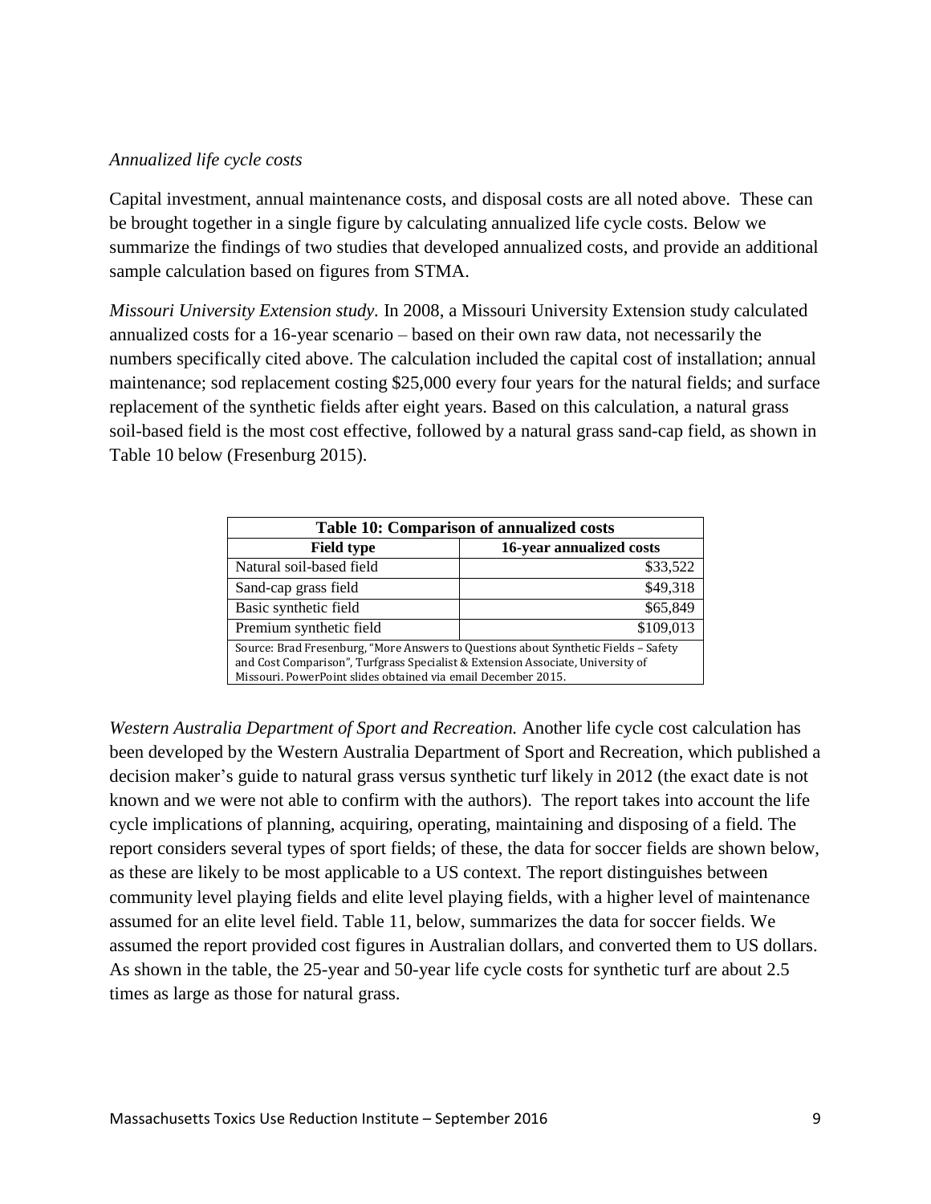*Annualized life cycle costs*

Capital investment, annual maintenance costs, and disposal costs are all noted above. These can be brought together in a single figure by calculating annualized life cycle costs. Below we summarize the findings of two studies that developed annualized costs, and provide an additional sample calculation based on figures from STMA.

*Missouri University Extension study.* In 2008, a Missouri University Extension study calculated annualized costs for a 16-year scenario – based on their own raw data, not necessarily the numbers specifically cited above. The calculation included the capital cost of installation; annual maintenance; sod replacement costing $25,000 every four years for the natural fields; and surface replacement of the synthetic fields after eight years. Based on this calculation, a natural grass soil-based field is the most cost effective, followed by a natural grass sand-cap field, as shown in Table 10 below (Fresenburg 2015).

**Table 10: Comparison of annualized costs**

| Field type | 16-year annualized costs |
|---|---:|
| Natural soil-based field | $33,522 |
| Sand-cap grass field | $49,318 |
| Basic synthetic field | $65,849 |
| Premium synthetic field | $109,013 |

Source: Brad Fresenburg, "More Answers to Questions about Synthetic Fields – Safety and Cost Comparison", Turfgrass Specialist & Extension Associate, University of Missouri. PowerPoint slides obtained via email December 2015.

*Western Australia Department of Sport and Recreation.* Another life cycle cost calculation has been developed by the Western Australia Department of Sport and Recreation, which published a decision maker's guide to natural grass versus synthetic turf likely in 2012 (the exact date is not known and we were not able to confirm with the authors). The report takes into account the life cycle implications of planning, acquiring, operating, maintaining and disposing of a field. The report considers several types of sport fields; of these, the data for soccer fields are shown below, as these are likely to be most applicable to a US context. The report distinguishes between community level playing fields and elite level playing fields, with a higher level of maintenance assumed for an elite level field. Table 11, below, summarizes the data for soccer fields. We assumed the report provided cost figures in Australian dollars, and converted them to US dollars. As shown in the table, the 25-year and 50-year life cycle costs for synthetic turf are about 2.5 times as large as those for natural grass.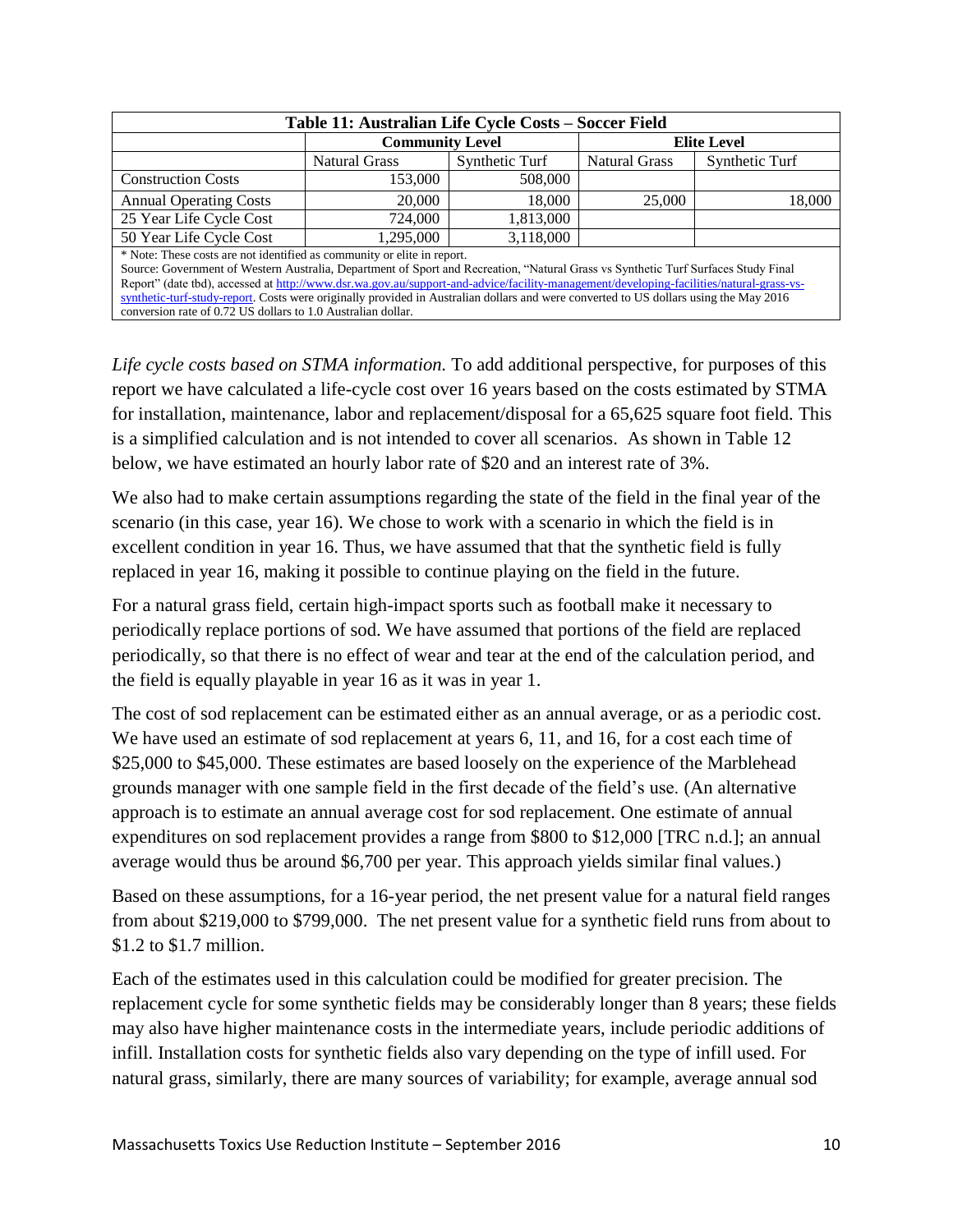| Table 11: Australian Life Cycle Costs – Soccer Field | | | | |
|---|---|---|---|---|
| | Community Level | | Elite Level | |
| | Natural Grass | Synthetic Turf | Natural Grass | Synthetic Turf |
| Construction Costs | 153,000 | 508,000 | | |
| Annual Operating Costs | 20,000 | 18,000 | 25,000 | 18,000 |
| 25 Year Life Cycle Cost | 724,000 | 1,813,000 | | |
| 50 Year Life Cycle Cost | 1,295,000 | 3,118,000 | | |

* Note: These costs are not identified as community or elite in report.
Source: Government of Western Australia, Department of Sport and Recreation, "Natural Grass vs Synthetic Turf Surfaces Study Final Report" (date tbd), accessed at http://www.dsr.wa.gov.au/support-and-advice/facility-management/developing-facilities/natural-grass-vs-synthetic-turf-study-report. Costs were originally provided in Australian dollars and were converted to US dollars using the May 2016 conversion rate of 0.72 US dollars to 1.0 Australian dollar.

*Life cycle costs based on STMA information.* To add additional perspective, for purposes of this report we have calculated a life-cycle cost over 16 years based on the costs estimated by STMA for installation, maintenance, labor and replacement/disposal for a 65,625 square foot field. This is a simplified calculation and is not intended to cover all scenarios. As shown in Table 12 below, we have estimated an hourly labor rate of $20 and an interest rate of 3%.

We also had to make certain assumptions regarding the state of the field in the final year of the scenario (in this case, year 16). We chose to work with a scenario in which the field is in excellent condition in year 16. Thus, we have assumed that that the synthetic field is fully replaced in year 16, making it possible to continue playing on the field in the future.

For a natural grass field, certain high-impact sports such as football make it necessary to periodically replace portions of sod. We have assumed that portions of the field are replaced periodically, so that there is no effect of wear and tear at the end of the calculation period, and the field is equally playable in year 16 as it was in year 1.

The cost of sod replacement can be estimated either as an annual average, or as a periodic cost. We have used an estimate of sod replacement at years 6, 11, and 16, for a cost each time of $25,000 to $45,000. These estimates are based loosely on the experience of the Marblehead grounds manager with one sample field in the first decade of the field's use. (An alternative approach is to estimate an annual average cost for sod replacement. One estimate of annual expenditures on sod replacement provides a range from $800 to $12,000 [TRC n.d.]; an annual average would thus be around $6,700 per year. This approach yields similar final values.)

Based on these assumptions, for a 16-year period, the net present value for a natural field ranges from about $219,000 to $799,000. The net present value for a synthetic field runs from about to $1.2 to $1.7 million.

Each of the estimates used in this calculation could be modified for greater precision. The replacement cycle for some synthetic fields may be considerably longer than 8 years; these fields may also have higher maintenance costs in the intermediate years, include periodic additions of infill. Installation costs for synthetic fields also vary depending on the type of infill used. For natural grass, similarly, there are many sources of variability; for example, average annual sod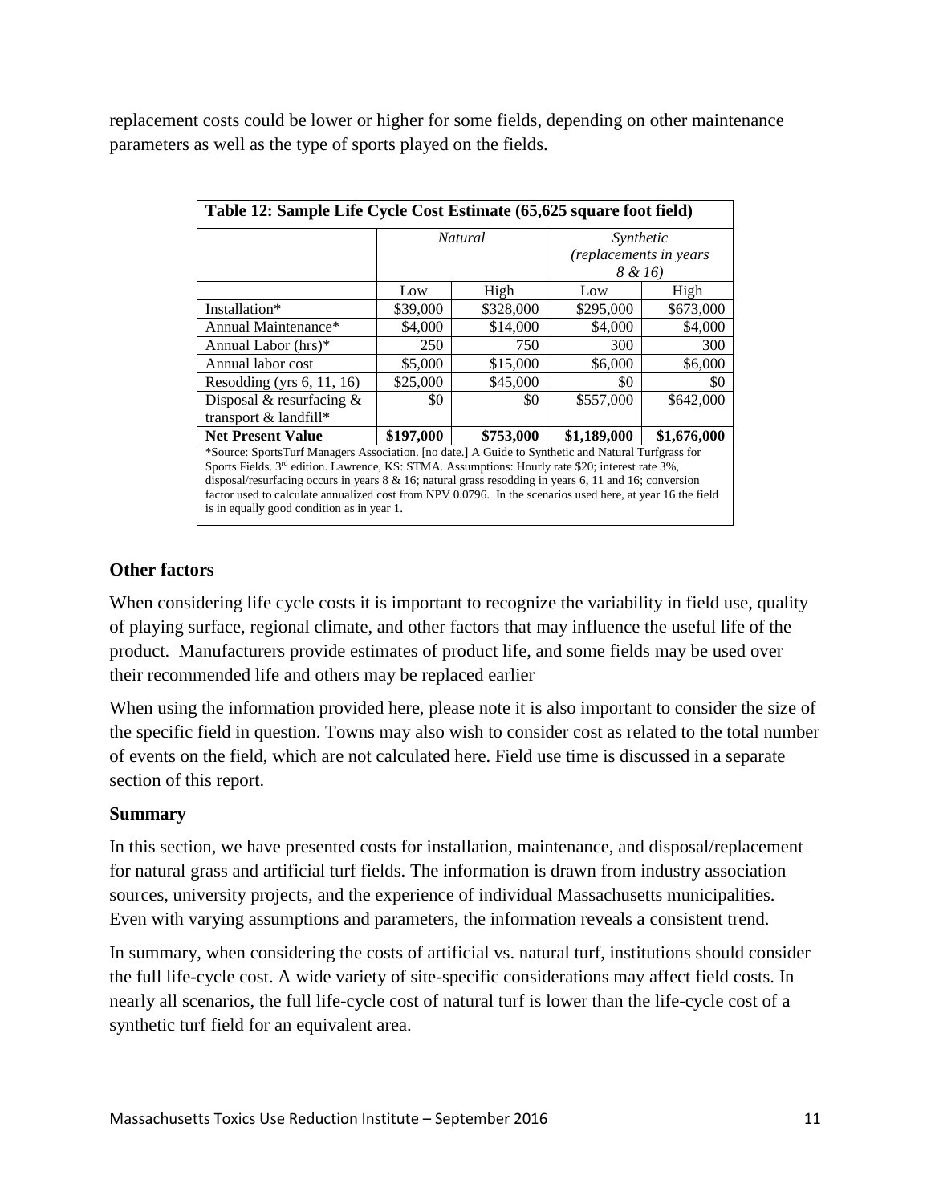replacement costs could be lower or higher for some fields, depending on other maintenance parameters as well as the type of sports played on the fields.

| Table 12: Sample Life Cycle Cost Estimate (65,625 square foot field) | | | | |
|---|---|---|---|---|
| | *Natural* | | *Synthetic (replacements in years 8 & 16)* | |
| | Low | High | Low | High |
| Installation* | $39,000 | $328,000 | $295,000 | $673,000 |
| Annual Maintenance* | $4,000 | $14,000 | $4,000 | $4,000 |
| Annual Labor (hrs)* | 250 | 750 | 300 | 300 |
| Annual labor cost | $5,000 | $15,000 | $6,000 | $6,000 |
| Resodding (yrs 6, 11, 16) | $25,000 | $45,000 | $0 | $0 |
| Disposal & resurfacing & transport & landfill* | $0 | $0 | $557,000 | $642,000 |
| **Net Present Value** | **$197,000** | **$753,000** | **$1,189,000** | **$1,676,000** |

*Source: SportsTurf Managers Association. [no date.] A Guide to Synthetic and Natural Turfgrass for Sports Fields. 3rd edition. Lawrence, KS: STMA. Assumptions: Hourly rate $20; interest rate 3%, disposal/resurfacing occurs in years 8 & 16; natural grass resodding in years 6, 11 and 16; conversion factor used to calculate annualized cost from NPV 0.0796. In the scenarios used here, at year 16 the field is in equally good condition as in year 1.

### Other factors

When considering life cycle costs it is important to recognize the variability in field use, quality of playing surface, regional climate, and other factors that may influence the useful life of the product. Manufacturers provide estimates of product life, and some fields may be used over their recommended life and others may be replaced earlier

When using the information provided here, please note it is also important to consider the size of the specific field in question. Towns may also wish to consider cost as related to the total number of events on the field, which are not calculated here. Field use time is discussed in a separate section of this report.

### Summary

In this section, we have presented costs for installation, maintenance, and disposal/replacement for natural grass and artificial turf fields. The information is drawn from industry association sources, university projects, and the experience of individual Massachusetts municipalities. Even with varying assumptions and parameters, the information reveals a consistent trend.

In summary, when considering the costs of artificial vs. natural turf, institutions should consider the full life-cycle cost. A wide variety of site-specific considerations may affect field costs. In nearly all scenarios, the full life-cycle cost of natural turf is lower than the life-cycle cost of a synthetic turf field for an equivalent area.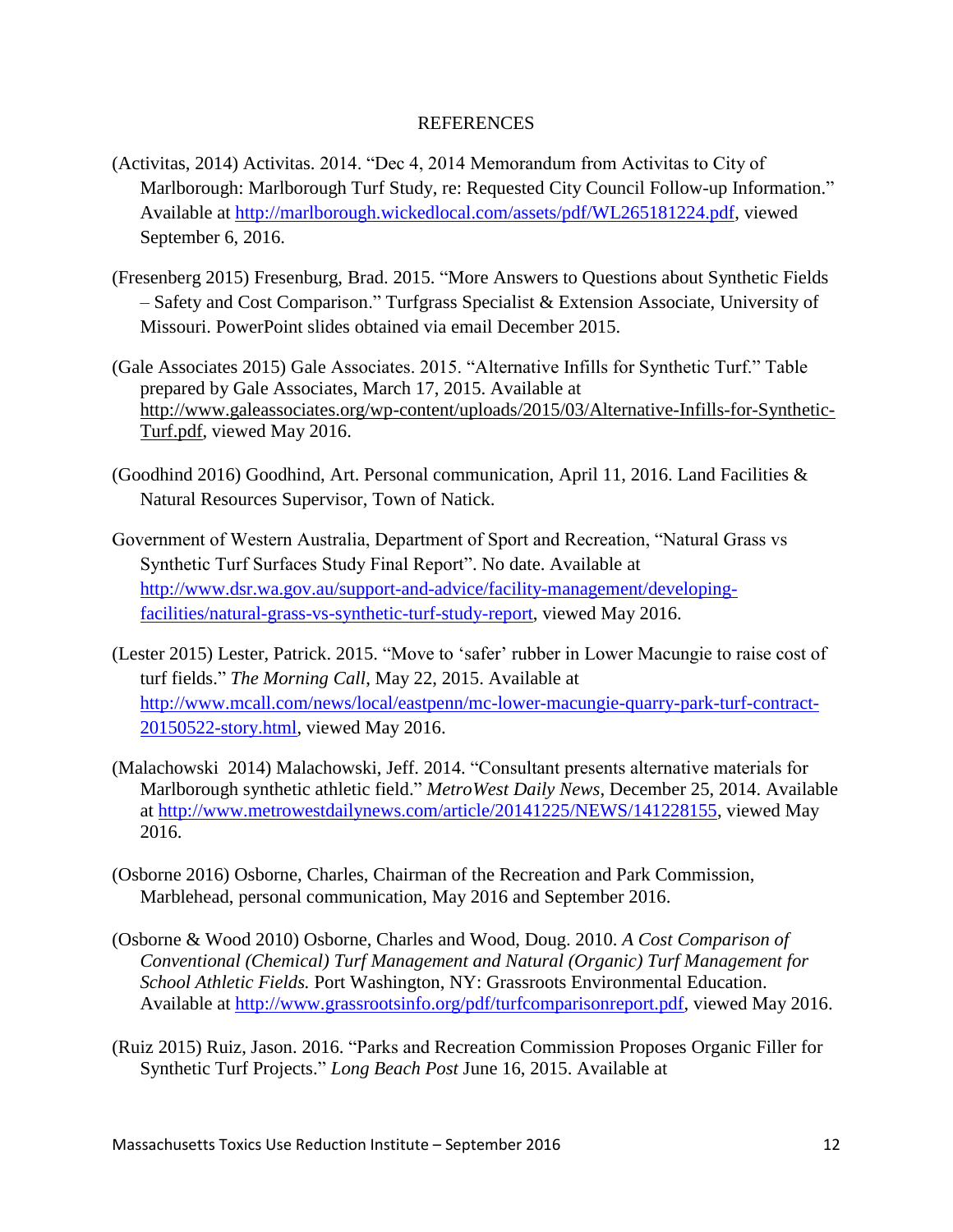## REFERENCES

(Activitas, 2014) Activitas. 2014. "Dec 4, 2014 Memorandum from Activitas to City of Marlborough: Marlborough Turf Study, re: Requested City Council Follow-up Information." Available at http://marlborough.wickedlocal.com/assets/pdf/WL265181224.pdf, viewed September 6, 2016.

(Fresenberg 2015) Fresenburg, Brad. 2015. "More Answers to Questions about Synthetic Fields – Safety and Cost Comparison." Turfgrass Specialist & Extension Associate, University of Missouri. PowerPoint slides obtained via email December 2015.

(Gale Associates 2015) Gale Associates. 2015. "Alternative Infills for Synthetic Turf." Table prepared by Gale Associates, March 17, 2015. Available at http://www.galeassociates.org/wp-content/uploads/2015/03/Alternative-Infills-for-Synthetic-Turf.pdf, viewed May 2016.

(Goodhind 2016) Goodhind, Art. Personal communication, April 11, 2016. Land Facilities & Natural Resources Supervisor, Town of Natick.

Government of Western Australia, Department of Sport and Recreation, "Natural Grass vs Synthetic Turf Surfaces Study Final Report". No date. Available at http://www.dsr.wa.gov.au/support-and-advice/facility-management/developing-facilities/natural-grass-vs-synthetic-turf-study-report, viewed May 2016.

(Lester 2015) Lester, Patrick. 2015. "Move to 'safer' rubber in Lower Macungie to raise cost of turf fields." *The Morning Call*, May 22, 2015. Available at http://www.mcall.com/news/local/eastpenn/mc-lower-macungie-quarry-park-turf-contract-20150522-story.html, viewed May 2016.

(Malachowski 2014) Malachowski, Jeff. 2014. "Consultant presents alternative materials for Marlborough synthetic athletic field." *MetroWest Daily News*, December 25, 2014. Available at http://www.metrowestdailynews.com/article/20141225/NEWS/141228155, viewed May 2016.

(Osborne 2016) Osborne, Charles, Chairman of the Recreation and Park Commission, Marblehead, personal communication, May 2016 and September 2016.

(Osborne & Wood 2010) Osborne, Charles and Wood, Doug. 2010. *A Cost Comparison of Conventional (Chemical) Turf Management and Natural (Organic) Turf Management for School Athletic Fields.* Port Washington, NY: Grassroots Environmental Education. Available at http://www.grassrootsinfo.org/pdf/turfcomparisonreport.pdf, viewed May 2016.

(Ruiz 2015) Ruiz, Jason. 2016. "Parks and Recreation Commission Proposes Organic Filler for Synthetic Turf Projects." *Long Beach Post* June 16, 2015. Available at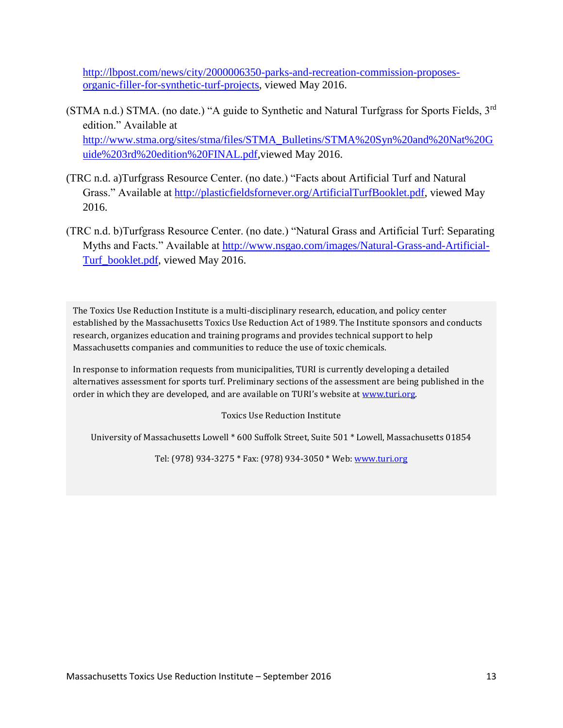http://lbpost.com/news/city/2000006350-parks-and-recreation-commission-proposes-organic-filler-for-synthetic-turf-projects, viewed May 2016.

(STMA n.d.) STMA. (no date.) "A guide to Synthetic and Natural Turfgrass for Sports Fields, 3rd edition." Available at http://www.stma.org/sites/stma/files/STMA_Bulletins/STMA%20Syn%20and%20Nat%20Guide%203rd%20edition%20FINAL.pdf,viewed May 2016.

(TRC n.d. a)Turfgrass Resource Center. (no date.) "Facts about Artificial Turf and Natural Grass." Available at http://plasticfieldsfornever.org/ArtificialTurfBooklet.pdf, viewed May 2016.

(TRC n.d. b)Turfgrass Resource Center. (no date.) "Natural Grass and Artificial Turf: Separating Myths and Facts." Available at http://www.nsgao.com/images/Natural-Grass-and-Artificial-Turf_booklet.pdf, viewed May 2016.

The Toxics Use Reduction Institute is a multi-disciplinary research, education, and policy center established by the Massachusetts Toxics Use Reduction Act of 1989. The Institute sponsors and conducts research, organizes education and training programs and provides technical support to help Massachusetts companies and communities to reduce the use of toxic chemicals.

In response to information requests from municipalities, TURI is currently developing a detailed alternatives assessment for sports turf. Preliminary sections of the assessment are being published in the order in which they are developed, and are available on TURI's website at www.turi.org.

Toxics Use Reduction Institute

University of Massachusetts Lowell * 600 Suffolk Street, Suite 501 * Lowell, Massachusetts 01854

Tel: (978) 934-3275 * Fax: (978) 934-3050 * Web: www.turi.org